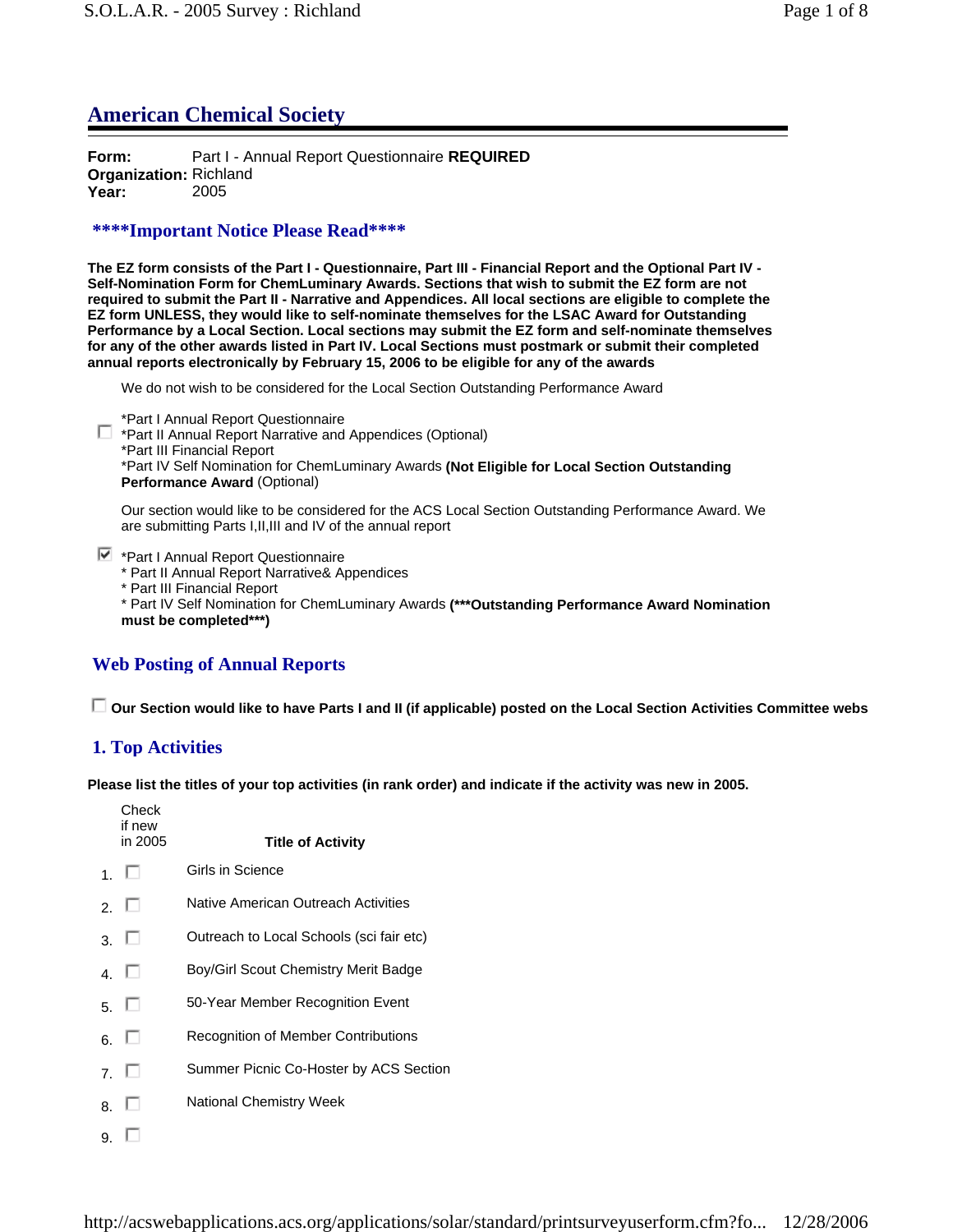## American Chemical Society

**Form:** Part I - Annual Report Questionnaire **REQUIRED**
**Organization:** Richland
**Year:** 2005

### ****Important Notice Please Read****

**The EZ form consists of the Part I - Questionnaire, Part III - Financial Report and the Optional Part IV - Self-Nomination Form for ChemLuminary Awards. Sections that wish to submit the EZ form are not required to submit the Part II - Narrative and Appendices. All local sections are eligible to complete the EZ form UNLESS, they would like to self-nominate themselves for the LSAC Award for Outstanding Performance by a Local Section. Local sections may submit the EZ form and self-nominate themselves for any of the other awards listed in Part IV. Local Sections must postmark or submit their completed annual reports electronically by February 15, 2006 to be eligible for any of the awards**

We do not wish to be considered for the Local Section Outstanding Performance Award

☐ *Part I Annual Report Questionnaire
*Part II Annual Report Narrative and Appendices (Optional)
*Part III Financial Report
*Part IV Self Nomination for ChemLuminary Awards **(Not Eligible for Local Section Outstanding Performance Award** (Optional)

Our section would like to be considered for the ACS Local Section Outstanding Performance Award. We are submitting Parts I,II,III and IV of the annual report

☑ *Part I Annual Report Questionnaire
* Part II Annual Report Narrative& Appendices
* Part III Financial Report
* Part IV Self Nomination for ChemLuminary Awards **(***Outstanding Performance Award Nomination must be completed***)**

### Web Posting of Annual Reports

☐ **Our Section would like to have Parts I and II (if applicable) posted on the Local Section Activities Committee webs**

### 1. Top Activities

**Please list the titles of your top activities (in rank order) and indicate if the activity was new in 2005.**

| | Check if new in 2005 | **Title of Activity** |
|---|---|---|
| 1. | ☐ | Girls in Science |
| 2. | ☐ | Native American Outreach Activities |
| 3. | ☐ | Outreach to Local Schools (sci fair etc) |
| 4. | ☐ | Boy/Girl Scout Chemistry Merit Badge |
| 5. | ☐ | 50-Year Member Recognition Event |
| 6. | ☐ | Recognition of Member Contributions |
| 7. | ☐ | Summer Picnic Co-Hoster by ACS Section |
| 8. | ☐ | National Chemistry Week |
| 9. | ☐ | |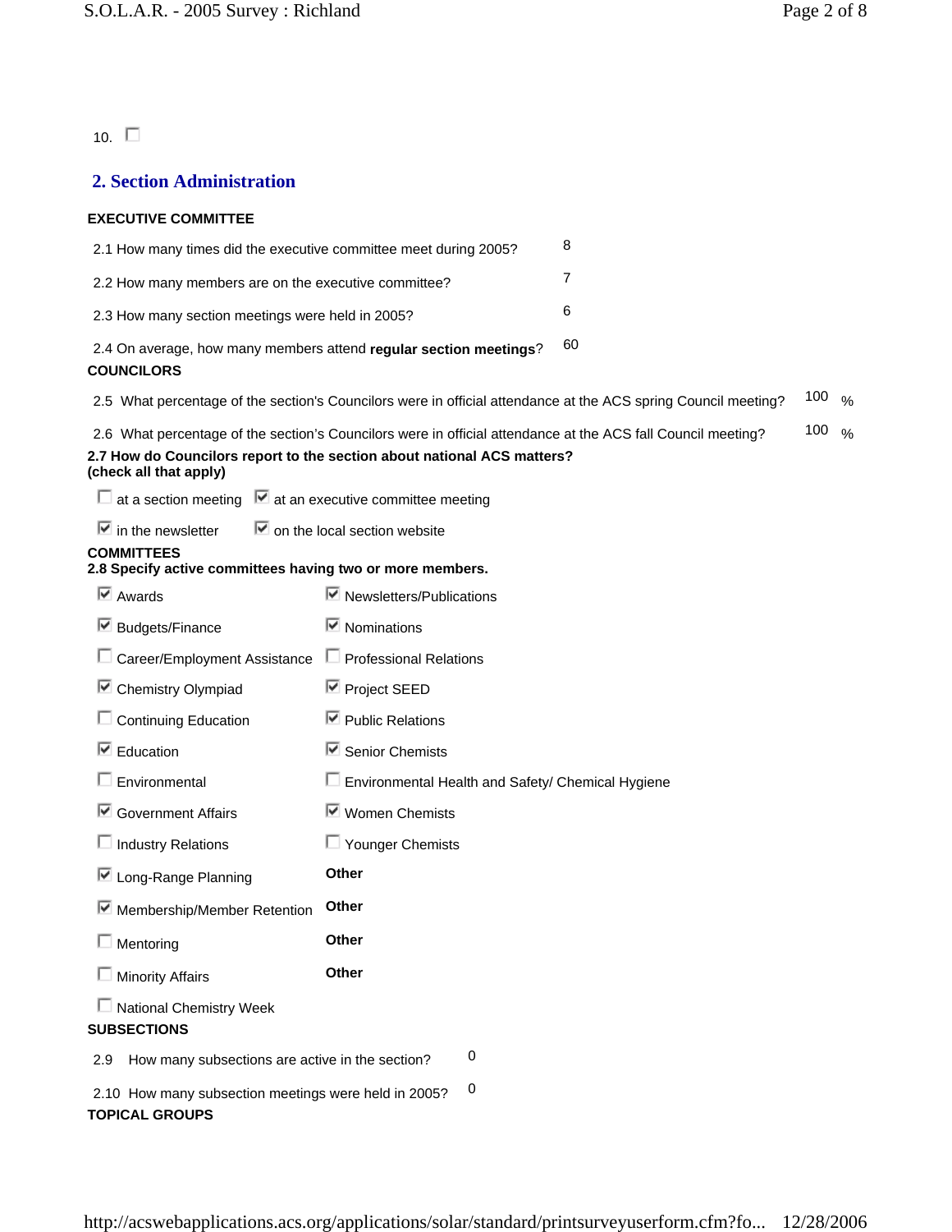10. ☐

## 2. Section Administration

**EXECUTIVE COMMITTEE**

| | |
|---|---|
| 2.1 How many times did the executive committee meet during 2005? | 8 |
| 2.2 How many members are on the executive committee? | 7 |
| 2.3 How many section meetings were held in 2005? | 6 |
| 2.4 On average, how many members attend **regular section meetings**? | 60 |

**COUNCILORS**

| | |
|---|---|
| 2.5 What percentage of the section's Councilors were in official attendance at the ACS spring Council meeting? | 100 % |
| 2.6 What percentage of the section's Councilors were in official attendance at the ACS fall Council meeting? | 100 % |

**2.7 How do Councilors report to the section about national ACS matters? (check all that apply)**

- ☐ at a section meeting
- ☑ at an executive committee meeting
- ☑ in the newsletter
- ☑ on the local section website

**COMMITTEES**

**2.8 Specify active committees having two or more members.**

- ☑ Awards
- ☑ Budgets/Finance
- ☐ Career/Employment Assistance
- ☑ Chemistry Olympiad
- ☐ Continuing Education
- ☑ Education
- ☐ Environmental
- ☑ Government Affairs
- ☐ Industry Relations
- ☑ Long-Range Planning
- ☑ Membership/Member Retention
- ☐ Mentoring
- ☐ Minority Affairs
- ☐ National Chemistry Week
- ☑ Newsletters/Publications
- ☑ Nominations
- ☐ Professional Relations
- ☑ Project SEED
- ☑ Public Relations
- ☑ Senior Chemists
- ☐ Environmental Health and Safety/ Chemical Hygiene
- ☑ Women Chemists
- ☐ Younger Chemists
- **Other**
- **Other**
- **Other**
- **Other**

**SUBSECTIONS**

| | |
|---|---|
| 2.9 How many subsections are active in the section? | 0 |
| 2.10 How many subsection meetings were held in 2005? | 0 |

**TOPICAL GROUPS**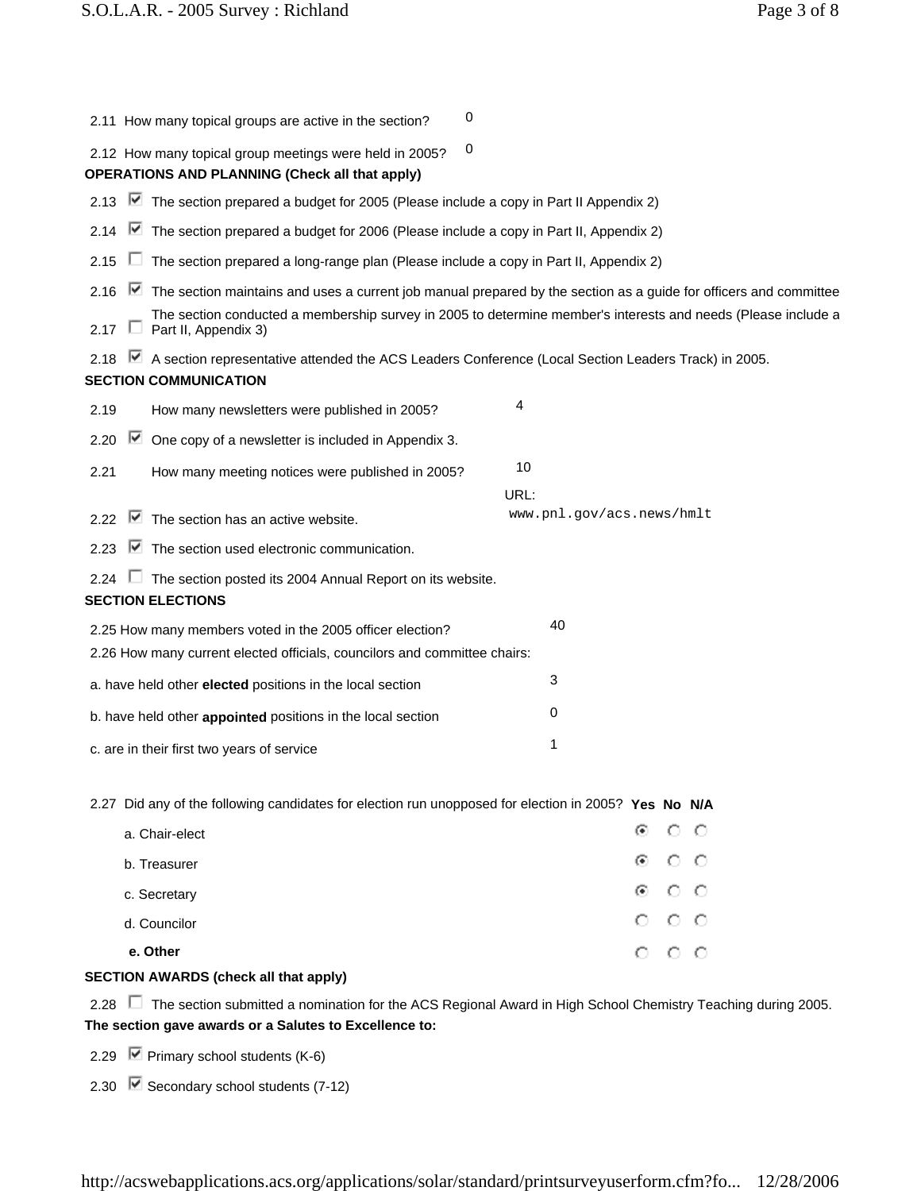2.11 How many topical groups are active in the section? 0

2.12 How many topical group meetings were held in 2005? 0

**OPERATIONS AND PLANNING (Check all that apply)**

2.13 ☑ The section prepared a budget for 2005 (Please include a copy in Part II Appendix 2)

2.14 ☑ The section prepared a budget for 2006 (Please include a copy in Part II, Appendix 2)

2.15 ☐ The section prepared a long-range plan (Please include a copy in Part II, Appendix 2)

2.16 ☑ The section maintains and uses a current job manual prepared by the section as a guide for officers and committee

2.17 ☐ The section conducted a membership survey in 2005 to determine member's interests and needs (Please include a Part II, Appendix 3)

2.18 ☑ A section representative attended the ACS Leaders Conference (Local Section Leaders Track) in 2005.

**SECTION COMMUNICATION**

2.19 How many newsletters were published in 2005? 4

2.20 ☑ One copy of a newsletter is included in Appendix 3.

2.21 How many meeting notices were published in 2005? 10

2.22 ☑ The section has an active website. URL: www.pnl.gov/acs.news/hmlt

2.23 ☑ The section used electronic communication.

2.24 ☐ The section posted its 2004 Annual Report on its website.

**SECTION ELECTIONS**

2.25 How many members voted in the 2005 officer election? 40

2.26 How many current elected officials, councilors and committee chairs:

a. have held other **elected** positions in the local section 3

b. have held other **appointed** positions in the local section 0

c. are in their first two years of service 1

2.27 Did any of the following candidates for election run unopposed for election in 2005?

| | Yes | No | N/A |
|---|---|---|---|
| a. Chair-elect | ◉ | ○ | ○ |
| b. Treasurer | ◉ | ○ | ○ |
| c. Secretary | ◉ | ○ | ○ |
| d. Councilor | ○ | ○ | ○ |
| **e. Other** | ○ | ○ | ○ |

**SECTION AWARDS (check all that apply)**

2.28 ☐ The section submitted a nomination for the ACS Regional Award in High School Chemistry Teaching during 2005.

**The section gave awards or a Salutes to Excellence to:**

2.29 ☑ Primary school students (K-6)

2.30 ☑ Secondary school students (7-12)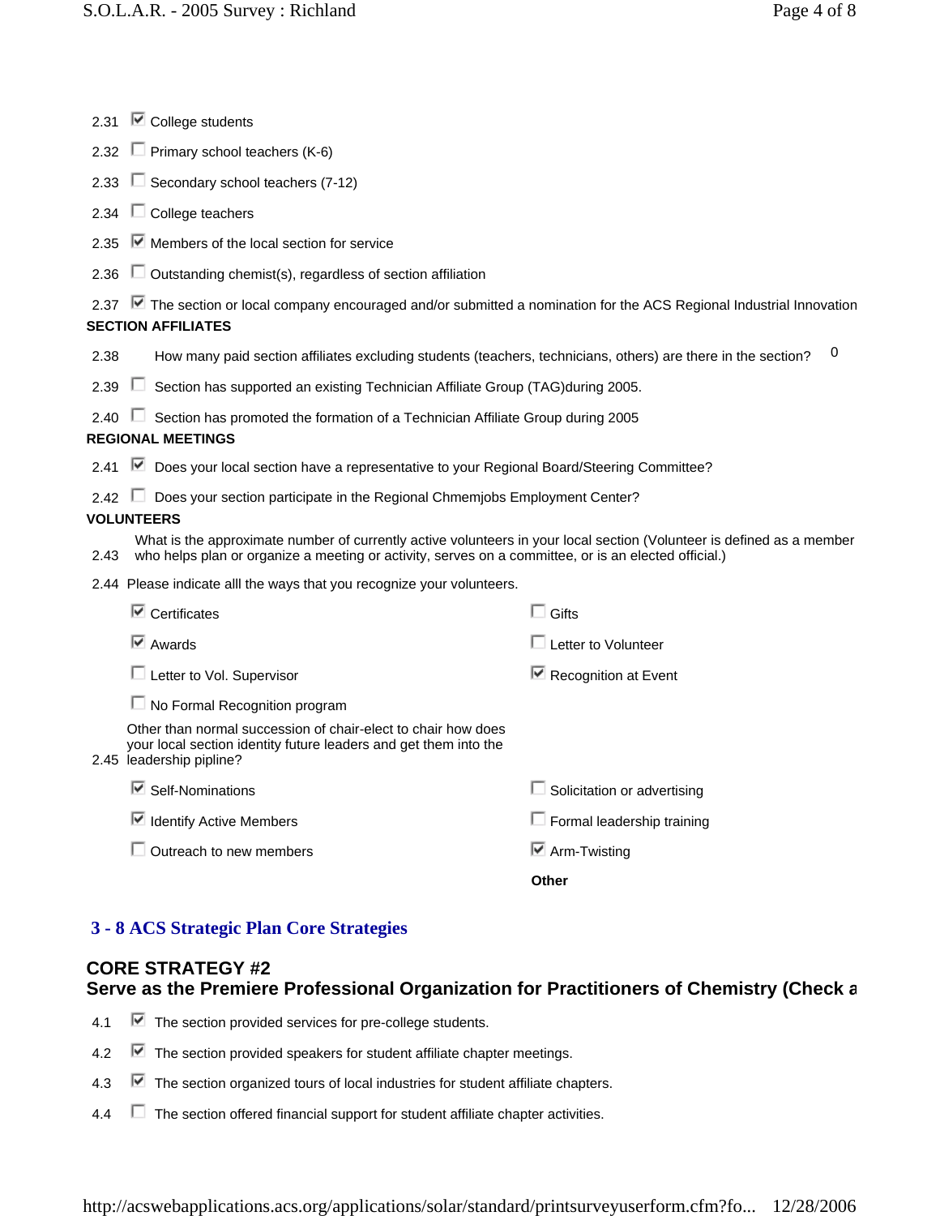2.31 ☑ College students

2.32 ☐ Primary school teachers (K-6)

2.33 ☐ Secondary school teachers (7-12)

2.34 ☐ College teachers

2.35 ☑ Members of the local section for service

2.36 ☐ Outstanding chemist(s), regardless of section affiliation

2.37 ☑ The section or local company encouraged and/or submitted a nomination for the ACS Regional Industrial Innovation

**SECTION AFFILIATES**

2.38 How many paid section affiliates excluding students (teachers, technicians, others) are there in the section? 0

2.39 ☐ Section has supported an existing Technician Affiliate Group (TAG)during 2005.

2.40 ☐ Section has promoted the formation of a Technician Affiliate Group during 2005

**REGIONAL MEETINGS**

2.41 ☑ Does your local section have a representative to your Regional Board/Steering Committee?

2.42 ☐ Does your section participate in the Regional Chmemjobs Employment Center?

**VOLUNTEERS**

2.43 What is the approximate number of currently active volunteers in your local section (Volunteer is defined as a member who helps plan or organize a meeting or activity, serves on a committee, or is an elected official.)

2.44 Please indicate alll the ways that you recognize your volunteers.

- ☑ Certificates
- ☐ Gifts
- ☑ Awards
- ☐ Letter to Volunteer
- ☐ Letter to Vol. Supervisor
- ☑ Recognition at Event
- ☐ No Formal Recognition program

2.45 Other than normal succession of chair-elect to chair how does your local section identity future leaders and get them into the leadership pipline?

- ☑ Self-Nominations
- ☐ Solicitation or advertising
- ☑ Identify Active Members
- ☐ Formal leadership training
- ☐ Outreach to new members
- ☑ Arm-Twisting

**Other**

## 3 - 8 ACS Strategic Plan Core Strategies

### CORE STRATEGY #2
### Serve as the Premiere Professional Organization for Practitioners of Chemistry (Check a

4.1 ☑ The section provided services for pre-college students.

4.2 ☑ The section provided speakers for student affiliate chapter meetings.

4.3 ☑ The section organized tours of local industries for student affiliate chapters.

4.4 ☐ The section offered financial support for student affiliate chapter activities.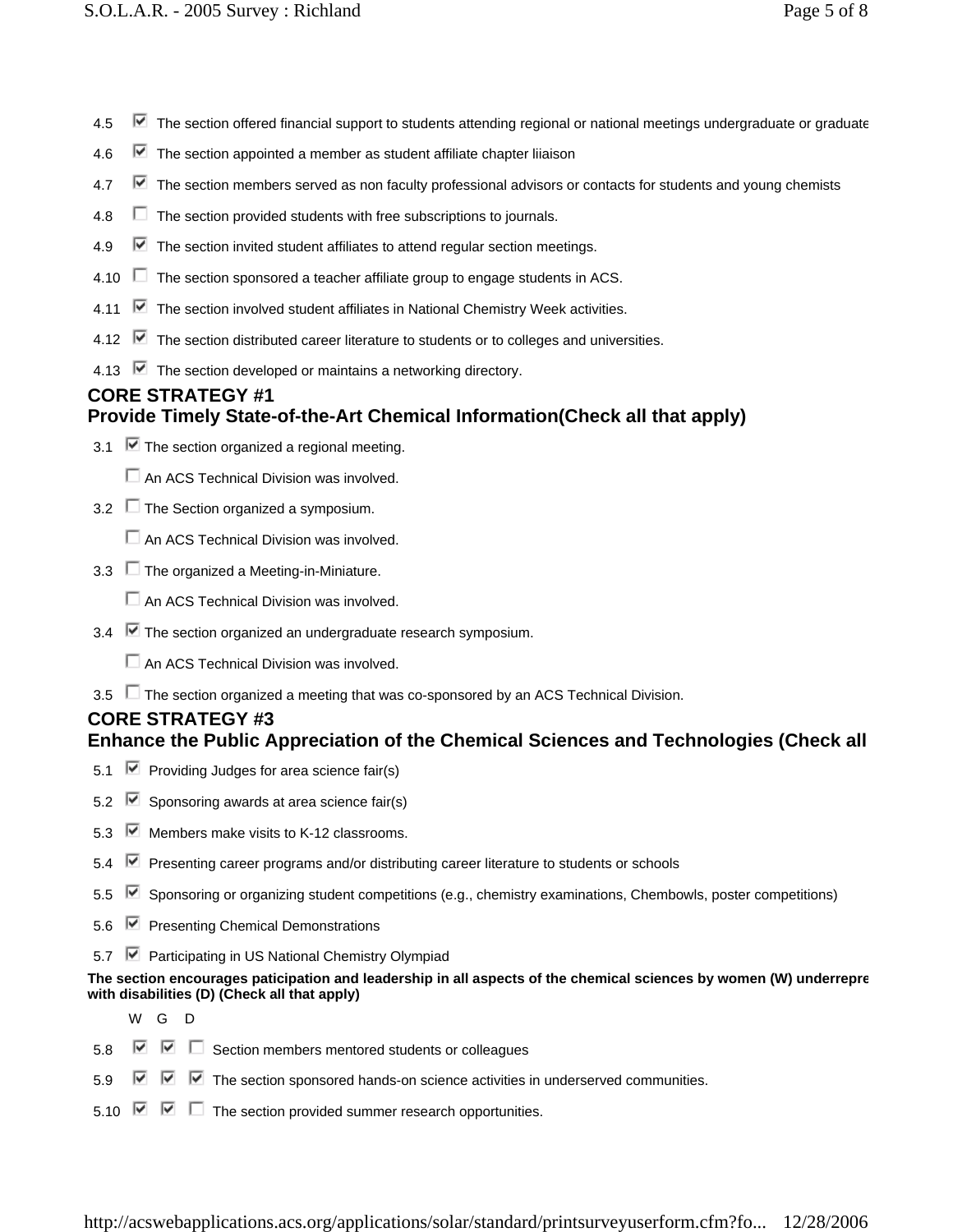- 4.5 ☑ The section offered financial support to students attending regional or national meetings undergraduate or graduate
- 4.6 ☑ The section appointed a member as student affiliate chapter liiaison
- 4.7 ☑ The section members served as non faculty professional advisors or contacts for students and young chemists
- 4.8 ☐ The section provided students with free subscriptions to journals.
- 4.9 ☑ The section invited student affiliates to attend regular section meetings.
- 4.10 ☐ The section sponsored a teacher affiliate group to engage students in ACS.
- 4.11 ☑ The section involved student affiliates in National Chemistry Week activities.
- 4.12 ☑ The section distributed career literature to students or to colleges and universities.
- 4.13 ☑ The section developed or maintains a networking directory.

## CORE STRATEGY #1
## Provide Timely State-of-the-Art Chemical Information(Check all that apply)

- 3.1 ☑ The section organized a regional meeting.
  - ☐ An ACS Technical Division was involved.
- 3.2 ☐ The Section organized a symposium.
  - ☐ An ACS Technical Division was involved.
- 3.3 ☐ The organized a Meeting-in-Miniature.
  - ☐ An ACS Technical Division was involved.
- 3.4 ☑ The section organized an undergraduate research symposium.
  - ☐ An ACS Technical Division was involved.
- 3.5 ☐ The section organized a meeting that was co-sponsored by an ACS Technical Division.

## CORE STRATEGY #3
## Enhance the Public Appreciation of the Chemical Sciences and Technologies (Check all

- 5.1 ☑ Providing Judges for area science fair(s)
- 5.2 ☑ Sponsoring awards at area science fair(s)
- 5.3 ☑ Members make visits to K-12 classrooms.
- 5.4 ☑ Presenting career programs and/or distributing career literature to students or schools
- 5.5 ☑ Sponsoring or organizing student competitions (e.g., chemistry examinations, Chembowls, poster competitions)
- 5.6 ☑ Presenting Chemical Demonstrations
- 5.7 ☑ Participating in US National Chemistry Olympiad

**The section encourages paticipation and leadership in all aspects of the chemical sciences by women (W) underrepre with disabilities (D) (Check all that apply)**

| | W | G | D | |
|---|---|---|---|---|
| 5.8 | ☑ | ☑ | ☐ | Section members mentored students or colleagues |
| 5.9 | ☑ | ☑ | ☑ | The section sponsored hands-on science activities in underserved communities. |
| 5.10 | ☑ | ☑ | ☐ | The section provided summer research opportunities. |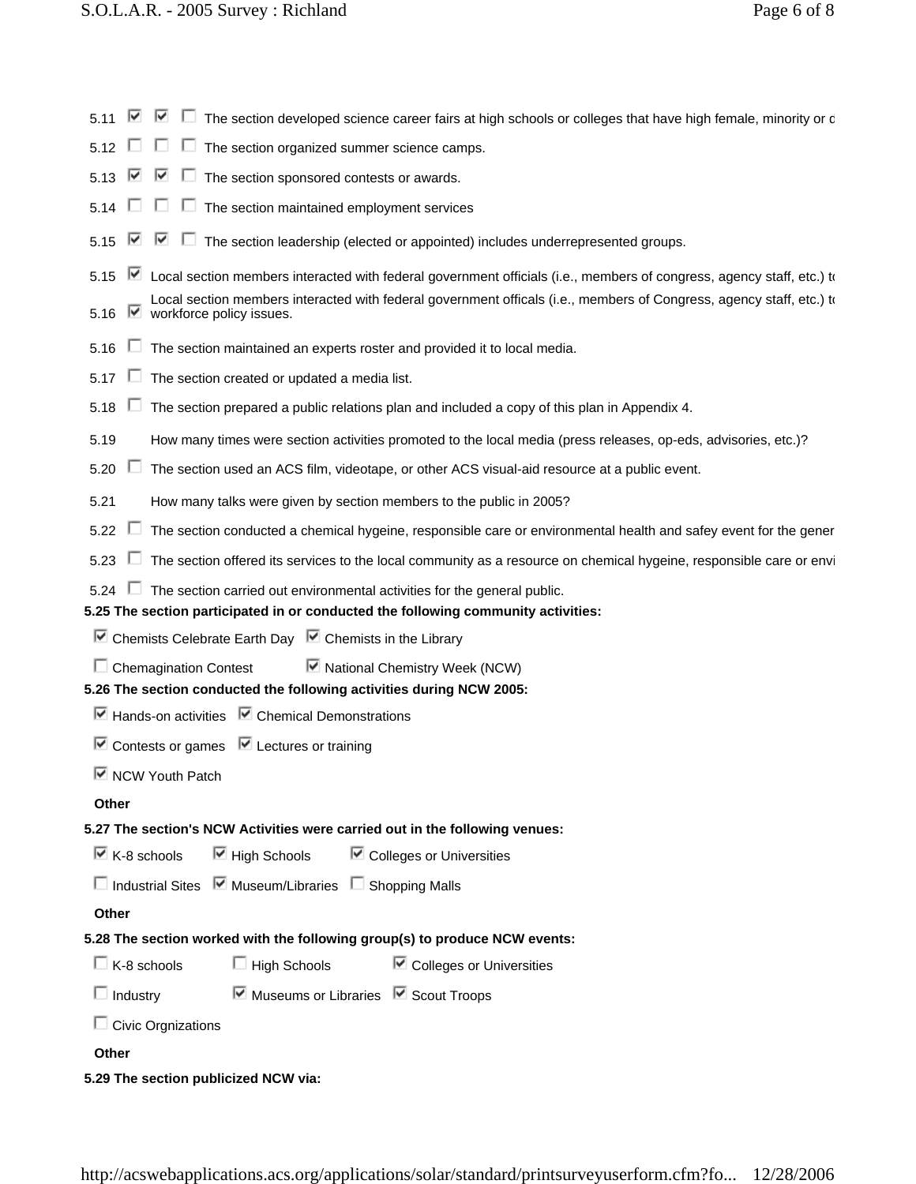- 5.11 ☑ ☑ ☐ The section developed science career fairs at high schools or colleges that have high female, minority or d
- 5.12 ☐ ☐ ☐ The section organized summer science camps.
- 5.13 ☑ ☑ ☐ The section sponsored contests or awards.
- 5.14 ☐ ☐ ☐ The section maintained employment services
- 5.15 ☑ ☑ ☐ The section leadership (elected or appointed) includes underrepresented groups.
- 5.15 ☑ Local section members interacted with federal government officials (i.e., members of congress, agency staff, etc.) to
- 5.16 ☑ Local section members interacted with federal government officals (i.e., members of Congress, agency staff, etc.) to workforce policy issues.
- 5.16 ☐ The section maintained an experts roster and provided it to local media.
- 5.17 ☐ The section created or updated a media list.
- 5.18 ☐ The section prepared a public relations plan and included a copy of this plan in Appendix 4.
- 5.19 How many times were section activities promoted to the local media (press releases, op-eds, advisories, etc.)?
- 5.20 ☐ The section used an ACS film, videotape, or other ACS visual-aid resource at a public event.
- 5.21 How many talks were given by section members to the public in 2005?
- 5.22 ☐ The section conducted a chemical hygeine, responsible care or environmental health and safey event for the gener
- 5.23 ☐ The section offered its services to the local community as a resource on chemical hygeine, responsible care or envi
- 5.24 ☐ The section carried out environmental activities for the general public.

**5.25 The section participated in or conducted the following community activities:**

☑ Chemists Celebrate Earth Day ☑ Chemists in the Library

☐ Chemagination Contest ☑ National Chemistry Week (NCW)

**5.26 The section conducted the following activities during NCW 2005:**

☑ Hands-on activities ☑ Chemical Demonstrations

☑ Contests or games ☑ Lectures or training

☑ NCW Youth Patch

**Other**

**5.27 The section's NCW Activities were carried out in the following venues:**

☑ K-8 schools ☑ High Schools ☑ Colleges or Universities

☐ Industrial Sites ☑ Museum/Libraries ☐ Shopping Malls

**Other**

**5.28 The section worked with the following group(s) to produce NCW events:**

☐ K-8 schools ☐ High Schools ☑ Colleges or Universities

☐ Industry ☑ Museums or Libraries ☑ Scout Troops

☐ Civic Orgnizations

**Other**

**5.29 The section publicized NCW via:**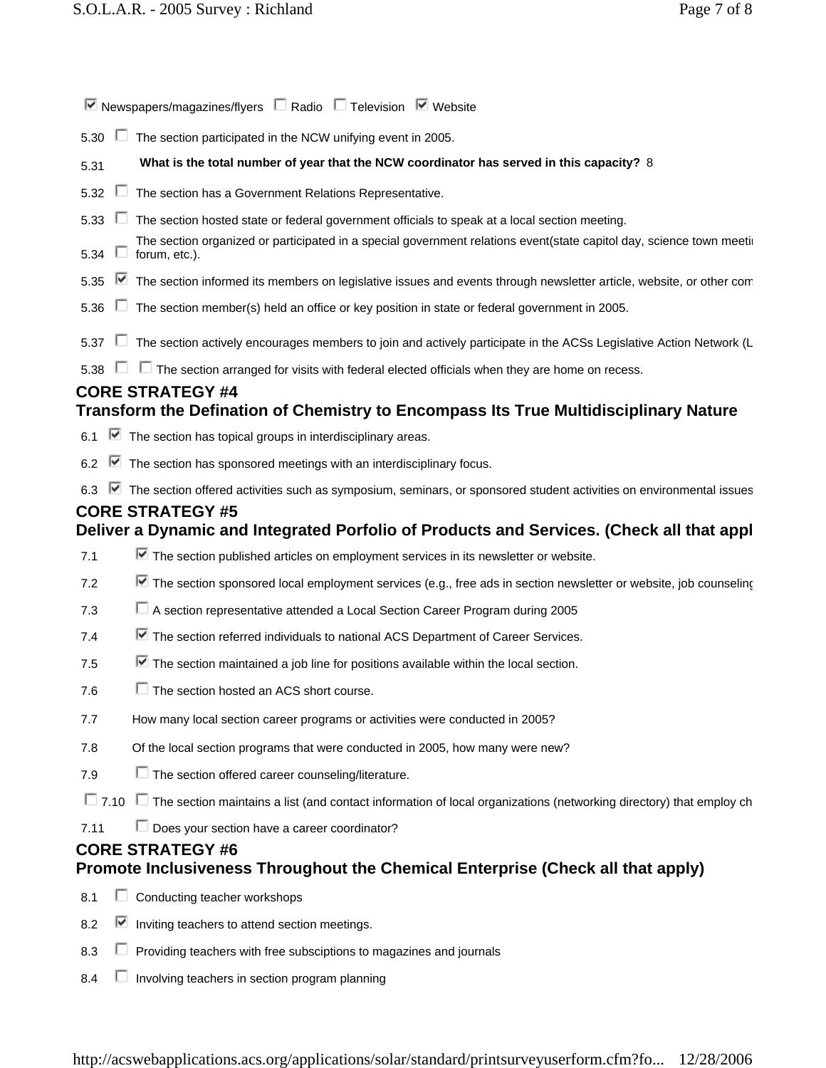☑ Newspapers/magazines/flyers ☐ Radio ☐ Television ☑ Website

5.30 ☐ The section participated in the NCW unifying event in 2005.

5.31 **What is the total number of year that the NCW coordinator has served in this capacity?** 8

5.32 ☐ The section has a Government Relations Representative.

5.33 ☐ The section hosted state or federal government officials to speak at a local section meeting.

5.34 ☐ The section organized or participated in a special government relations event(state capitol day, science town meeti forum, etc.).

5.35 ☑ The section informed its members on legislative issues and events through newsletter article, website, or other com

5.36 ☐ The section member(s) held an office or key position in state or federal government in 2005.

5.37 ☐ The section actively encourages members to join and actively participate in the ACSs Legislative Action Network (L

5.38 ☐ ☐ The section arranged for visits with federal elected officials when they are home on recess.

## CORE STRATEGY #4
## Transform the Defination of Chemistry to Encompass Its True Multidisciplinary Nature

6.1 ☑ The section has topical groups in interdisciplinary areas.

6.2 ☑ The section has sponsored meetings with an interdisciplinary focus.

6.3 ☑ The section offered activities such as symposium, seminars, or sponsored student activities on environmental issues

## CORE STRATEGY #5
## Deliver a Dynamic and Integrated Porfolio of Products and Services. (Check all that appl

7.1 ☑ The section published articles on employment services in its newsletter or website.

7.2 ☑ The section sponsored local employment services (e.g., free ads in section newsletter or website, job counseling

7.3 ☐ A section representative attended a Local Section Career Program during 2005

7.4 ☑ The section referred individuals to national ACS Department of Career Services.

7.5 ☑ The section maintained a job line for positions available within the local section.

7.6 ☐ The section hosted an ACS short course.

7.7 How many local section career programs or activities were conducted in 2005?

7.8 Of the local section programs that were conducted in 2005, how many were new?

7.9 ☐ The section offered career counseling/literature.

☐ 7.10 ☐ The section maintains a list (and contact information of local organizations (networking directory) that employ ch

7.11 ☐ Does your section have a career coordinator?

## CORE STRATEGY #6
## Promote Inclusiveness Throughout the Chemical Enterprise (Check all that apply)

8.1 ☐ Conducting teacher workshops

8.2 ☑ Inviting teachers to attend section meetings.

8.3 ☐ Providing teachers with free subsciptions to magazines and journals

8.4 ☐ Involving teachers in section program planning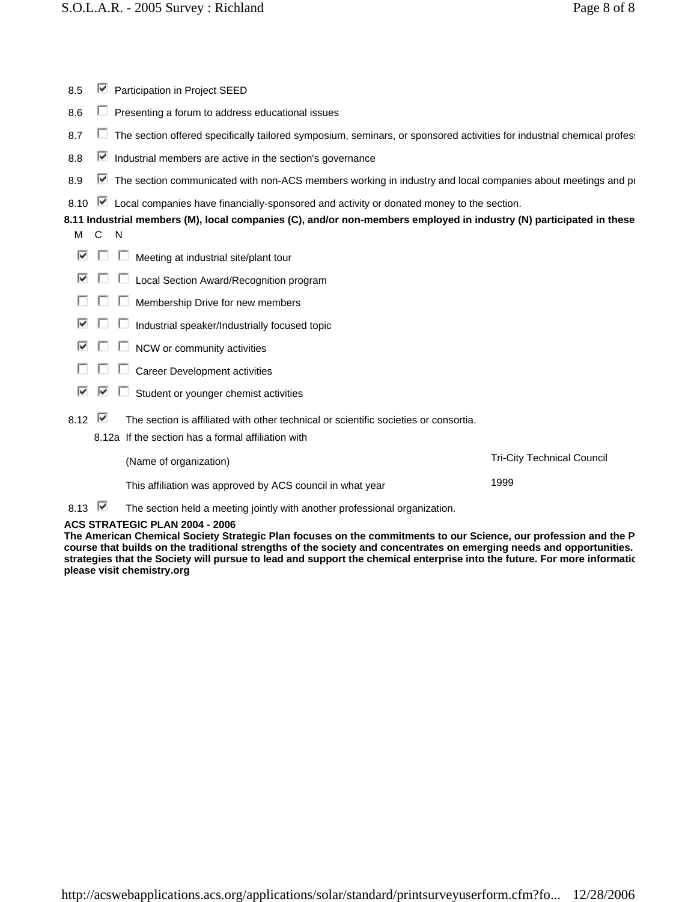8.5 ☑ Participation in Project SEED

8.6 ☐ Presenting a forum to address educational issues

8.7 ☐ The section offered specifically tailored symposium, seminars, or sponsored activities for industrial chemical profes

8.8 ☑ Industrial members are active in the section's governance

8.9 ☑ The section communicated with non-ACS members working in industry and local companies about meetings and pı

8.10 ☑ Local companies have financially-sponsored and activity or donated money to the section.

**8.11 Industrial members (M), local companies (C), and/or non-members employed in industry (N) participated in these**

| M | C | N | |
|---|---|---|---|
| ☑ | ☐ | ☐ | Meeting at industrial site/plant tour |
| ☑ | ☐ | ☐ | Local Section Award/Recognition program |
| ☐ | ☐ | ☐ | Membership Drive for new members |
| ☑ | ☐ | ☐ | Industrial speaker/Industrially focused topic |
| ☑ | ☐ | ☐ | NCW or community activities |
| ☐ | ☐ | ☐ | Career Development activities |
| ☑ | ☑ | ☐ | Student or younger chemist activities |

8.12 ☑ The section is affiliated with other technical or scientific societies or consortia.

8.12a If the section has a formal affiliation with

| | |
|---|---|
| (Name of organization) | Tri-City Technical Council |
| This affiliation was approved by ACS council in what year | 1999 |

8.13 ☑ The section held a meeting jointly with another professional organization.

**ACS STRATEGIC PLAN 2004 - 2006**

**The American Chemical Society Strategic Plan focuses on the commitments to our Science, our profession and the P course that builds on the traditional strengths of the society and concentrates on emerging needs and opportunities. strategies that the Society will pursue to lead and support the chemical enterprise into the future. For more informatic please visit chemistry.org**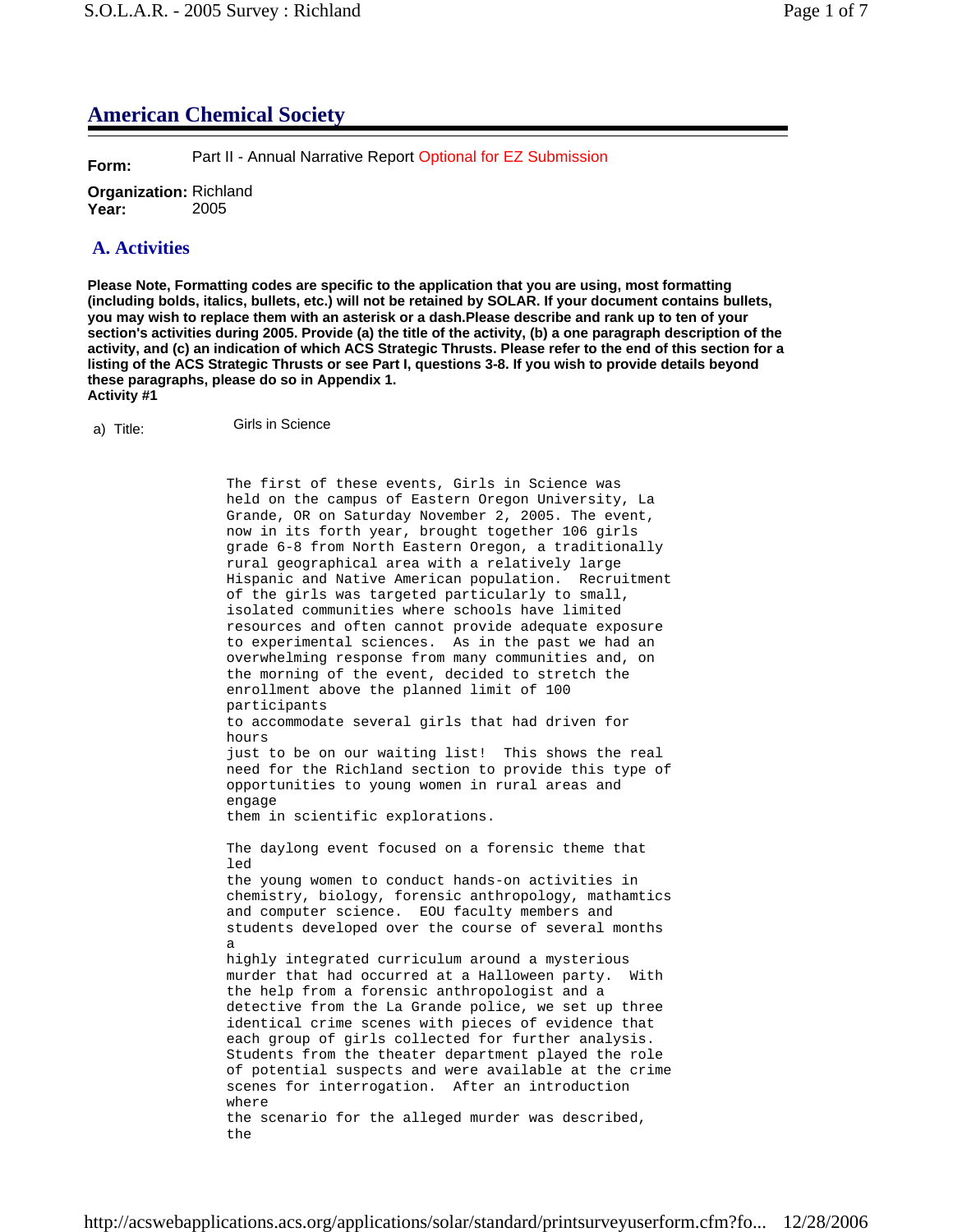## American Chemical Society

**Form:** Part II - Annual Narrative Report Optional for EZ Submission

**Organization:** Richland
**Year:** 2005

### A. Activities

**Please Note, Formatting codes are specific to the application that you are using, most formatting (including bolds, italics, bullets, etc.) will not be retained by SOLAR. If your document contains bullets, you may wish to replace them with an asterisk or a dash.Please describe and rank up to ten of your section's activities during 2005. Provide (a) the title of the activity, (b) a one paragraph description of the activity, and (c) an indication of which ACS Strategic Thrusts. Please refer to the end of this section for a listing of the ACS Strategic Thrusts or see Part I, questions 3-8. If you wish to provide details beyond these paragraphs, please do so in Appendix 1.**
**Activity #1**

a) Title: Girls in Science

The first of these events, Girls in Science was held on the campus of Eastern Oregon University, La Grande, OR on Saturday November 2, 2005. The event, now in its forth year, brought together 106 girls grade 6-8 from North Eastern Oregon, a traditionally rural geographical area with a relatively large Hispanic and Native American population. Recruitment of the girls was targeted particularly to small, isolated communities where schools have limited resources and often cannot provide adequate exposure to experimental sciences. As in the past we had an overwhelming response from many communities and, on the morning of the event, decided to stretch the enrollment above the planned limit of 100 participants to accommodate several girls that had driven for hours just to be on our waiting list! This shows the real need for the Richland section to provide this type of opportunities to young women in rural areas and engage them in scientific explorations.

The daylong event focused on a forensic theme that led the young women to conduct hands-on activities in chemistry, biology, forensic anthropology, mathamtics and computer science. EOU faculty members and students developed over the course of several months a highly integrated curriculum around a mysterious murder that had occurred at a Halloween party. With the help from a forensic anthropologist and a detective from the La Grande police, we set up three identical crime scenes with pieces of evidence that each group of girls collected for further analysis. Students from the theater department played the role of potential suspects and were available at the crime scenes for interrogation. After an introduction where the scenario for the alleged murder was described, the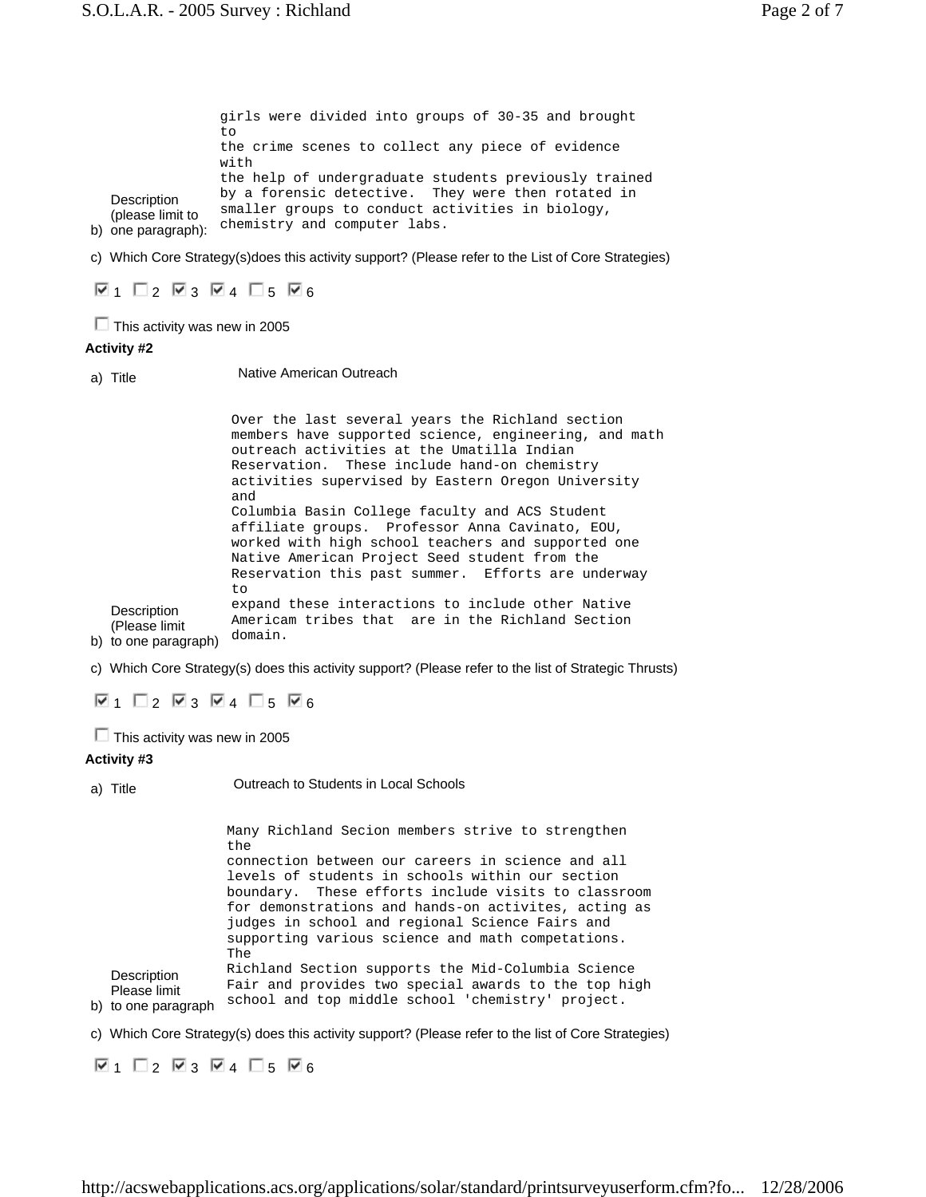girls were divided into groups of 30-35 and brought to the crime scenes to collect any piece of evidence with the help of undergraduate students previously trained by a forensic detective. They were then rotated in smaller groups to conduct activities in biology, chemistry and computer labs.

b) Description (please limit to one paragraph):

c) Which Core Strategy(s)does this activity support? (Please refer to the List of Core Strategies)

☑ 1 ☐ 2 ☑ 3 ☑ 4 ☐ 5 ☑ 6

☐ This activity was new in 2005

**Activity #2**

a) Title: Native American Outreach

b) Description (Please limit to one paragraph):

Over the last several years the Richland section members have supported science, engineering, and math outreach activities at the Umatilla Indian Reservation. These include hand-on chemistry activities supervised by Eastern Oregon University and Columbia Basin College faculty and ACS Student affiliate groups. Professor Anna Cavinato, EOU, worked with high school teachers and supported one Native American Project Seed student from the Reservation this past summer. Efforts are underway to expand these interactions to include other Native Americam tribes that are in the Richland Section domain.

c) Which Core Strategy(s) does this activity support? (Please refer to the list of Strategic Thrusts)

☑ 1 ☐ 2 ☑ 3 ☑ 4 ☐ 5 ☑ 6

☐ This activity was new in 2005

**Activity #3**

a) Title: Outreach to Students in Local Schools

b) Description Please limit to one paragraph:

Many Richland Secion members strive to strengthen the connection between our careers in science and all levels of students in schools within our section boundary. These efforts include visits to classroom for demonstrations and hands-on activites, acting as judges in school and regional Science Fairs and supporting various science and math competations. The Richland Section supports the Mid-Columbia Science Fair and provides two special awards to the top high school and top middle school 'chemistry' project.

c) Which Core Strategy(s) does this activity support? (Please refer to the list of Core Strategies)

☑ 1 ☐ 2 ☑ 3 ☑ 4 ☐ 5 ☑ 6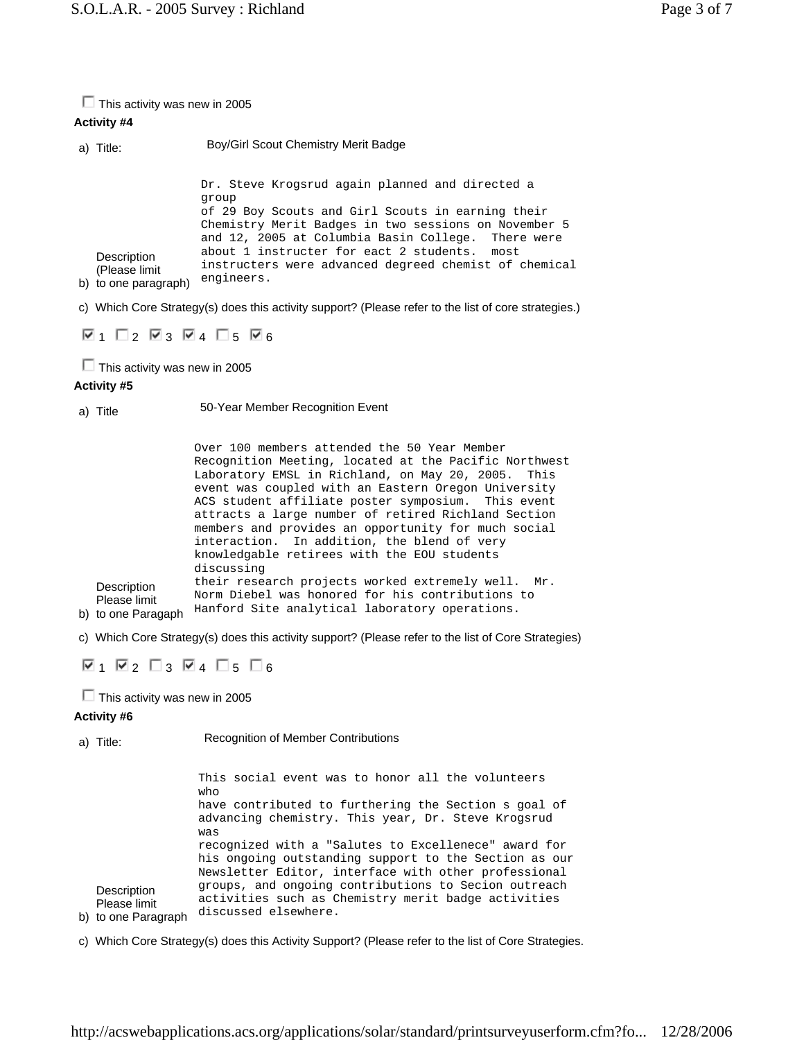☐ This activity was new in 2005

**Activity #4**

a) Title: Boy/Girl Scout Chemistry Merit Badge

b) Description (Please limit to one paragraph)

Dr. Steve Krogsrud again planned and directed a group of 29 Boy Scouts and Girl Scouts in earning their Chemistry Merit Badges in two sessions on November 5 and 12, 2005 at Columbia Basin College. There were about 1 instructer for eact 2 students. most instructers were advanced degreed chemist of chemical engineers.

c) Which Core Strategy(s) does this activity support? (Please refer to the list of core strategies.)

☑ 1 ☐ 2 ☑ 3 ☑ 4 ☐ 5 ☑ 6

☐ This activity was new in 2005

**Activity #5**

a) Title 50-Year Member Recognition Event

b) Description Please limit to one Paragaph

Over 100 members attended the 50 Year Member Recognition Meeting, located at the Pacific Northwest Laboratory EMSL in Richland, on May 20, 2005. This event was coupled with an Eastern Oregon University ACS student affiliate poster symposium. This event attracts a large number of retired Richland Section members and provides an opportunity for much social interaction. In addition, the blend of very knowledgable retirees with the EOU students discussing their research projects worked extremely well. Mr. Norm Diebel was honored for his contributions to Hanford Site analytical laboratory operations.

c) Which Core Strategy(s) does this activity support? (Please refer to the list of Core Strategies)

☑ 1 ☑ 2 ☐ 3 ☑ 4 ☐ 5 ☐ 6

☐ This activity was new in 2005

**Activity #6**

a) Title: Recognition of Member Contributions

b) Description Please limit to one Paragraph

This social event was to honor all the volunteers who have contributed to furthering the Section s goal of advancing chemistry. This year, Dr. Steve Krogsrud was recognized with a "Salutes to Excellenece" award for his ongoing outstanding support to the Section as our Newsletter Editor, interface with other professional groups, and ongoing contributions to Secion outreach activities such as Chemistry merit badge activities discussed elsewhere.

c) Which Core Strategy(s) does this Activity Support? (Please refer to the list of Core Strategies.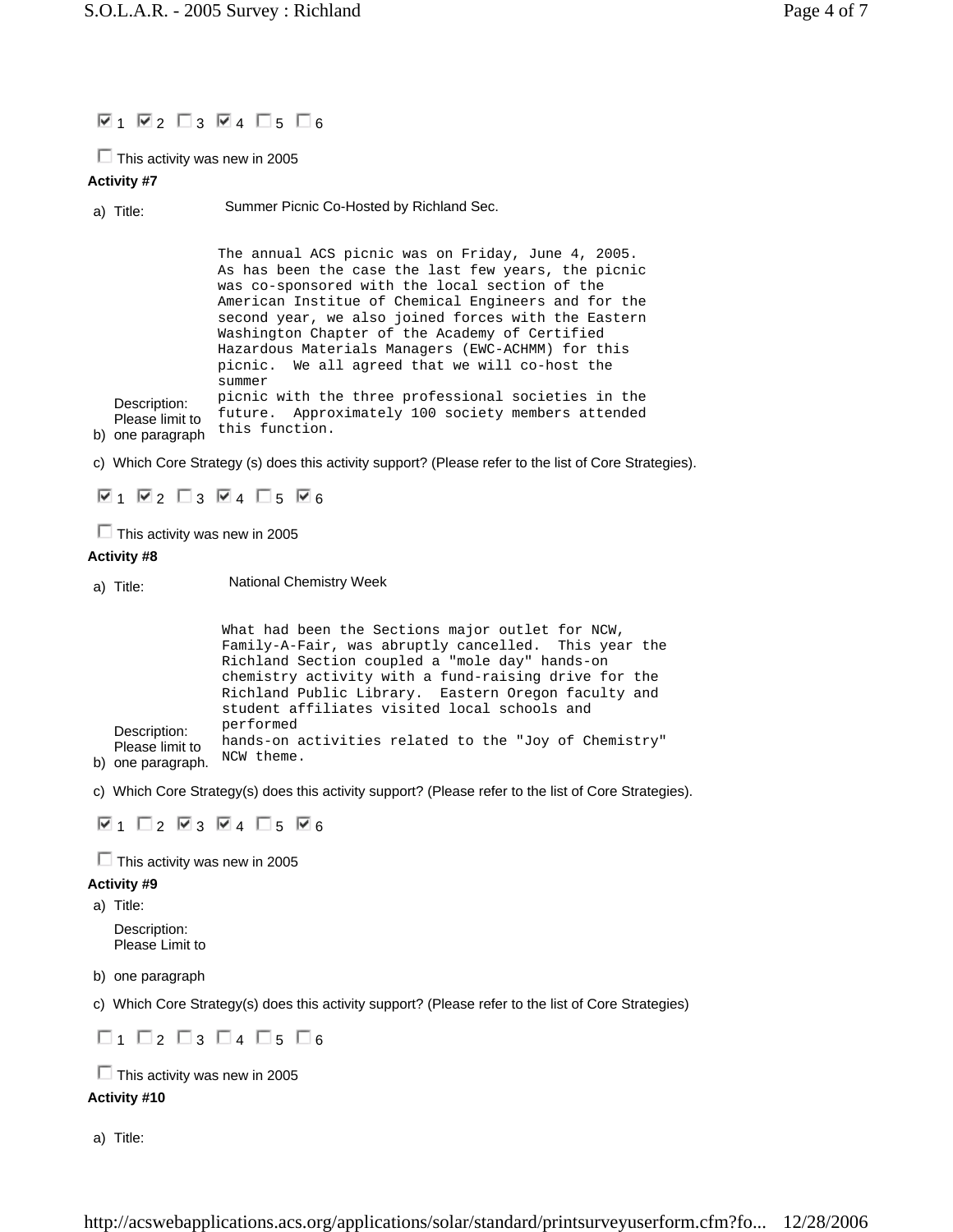☑ 1 ☑ 2 ☐ 3 ☑ 4 ☐ 5 ☐ 6

☐ This activity was new in 2005

**Activity #7**

a) Title: Summer Picnic Co-Hosted by Richland Sec.

b) Description: Please limit to one paragraph

The annual ACS picnic was on Friday, June 4, 2005. As has been the case the last few years, the picnic was co-sponsored with the local section of the American Institue of Chemical Engineers and for the second year, we also joined forces with the Eastern Washington Chapter of the Academy of Certified Hazardous Materials Managers (EWC-ACHMM) for this picnic. We all agreed that we will co-host the summer picnic with the three professional societies in the future. Approximately 100 society members attended this function.

c) Which Core Strategy (s) does this activity support? (Please refer to the list of Core Strategies).

☑ 1 ☑ 2 ☐ 3 ☑ 4 ☐ 5 ☑ 6

☐ This activity was new in 2005

**Activity #8**

a) Title: National Chemistry Week

b) Description: Please limit to one paragraph.

What had been the Sections major outlet for NCW, Family-A-Fair, was abruptly cancelled. This year the Richland Section coupled a "mole day" hands-on chemistry activity with a fund-raising drive for the Richland Public Library. Eastern Oregon faculty and student affiliates visited local schools and performed hands-on activities related to the "Joy of Chemistry" NCW theme.

c) Which Core Strategy(s) does this activity support? (Please refer to the list of Core Strategies).

☑ 1 ☐ 2 ☑ 3 ☑ 4 ☐ 5 ☑ 6

☐ This activity was new in 2005

**Activity #9**

a) Title:

Description: Please Limit to

b) one paragraph

c) Which Core Strategy(s) does this activity support? (Please refer to the list of Core Strategies)

☐ 1 ☐ 2 ☐ 3 ☐ 4 ☐ 5 ☐ 6

☐ This activity was new in 2005

**Activity #10**

a) Title: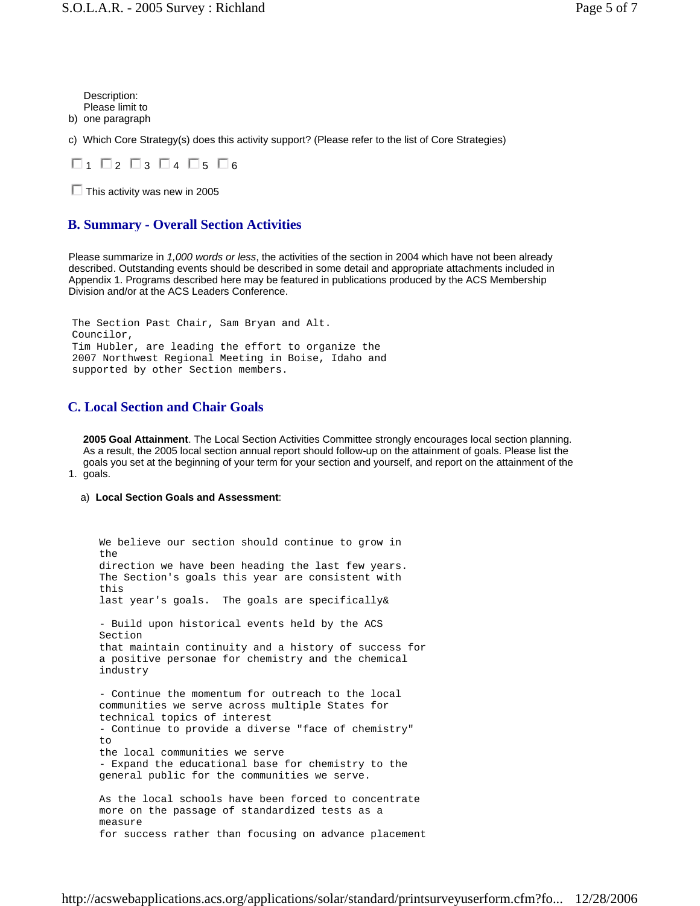b) Description: Please limit to one paragraph

c) Which Core Strategy(s) does this activity support? (Please refer to the list of Core Strategies)

☐ 1 ☐ 2 ☐ 3 ☐ 4 ☐ 5 ☐ 6

☐ This activity was new in 2005

## B. Summary - Overall Section Activities

Please summarize in *1,000 words or less*, the activities of the section in 2004 which have not been already described. Outstanding events should be described in some detail and appropriate attachments included in Appendix 1. Programs described here may be featured in publications produced by the ACS Membership Division and/or at the ACS Leaders Conference.

```
The Section Past Chair, Sam Bryan and Alt.
Councilor,
Tim Hubler, are leading the effort to organize the
2007 Northwest Regional Meeting in Boise, Idaho and
supported by other Section members.
```

## C. Local Section and Chair Goals

1. **2005 Goal Attainment**. The Local Section Activities Committee strongly encourages local section planning. As a result, the 2005 local section annual report should follow-up on the attainment of goals. Please list the goals you set at the beginning of your term for your section and yourself, and report on the attainment of the goals.

   a) **Local Section Goals and Assessment**:

```
We believe our section should continue to grow in
the
direction we have been heading the last few years.
The Section's goals this year are consistent with
this
last year's goals.  The goals are specifically&

- Build upon historical events held by the ACS
Section
that maintain continuity and a history of success for
a positive personae for chemistry and the chemical
industry

- Continue the momentum for outreach to the local
communities we serve across multiple States for
technical topics of interest
- Continue to provide a diverse "face of chemistry"
to
the local communities we serve
- Expand the educational base for chemistry to the
general public for the communities we serve.

As the local schools have been forced to concentrate
more on the passage of standardized tests as a
measure
for success rather than focusing on advance placement
```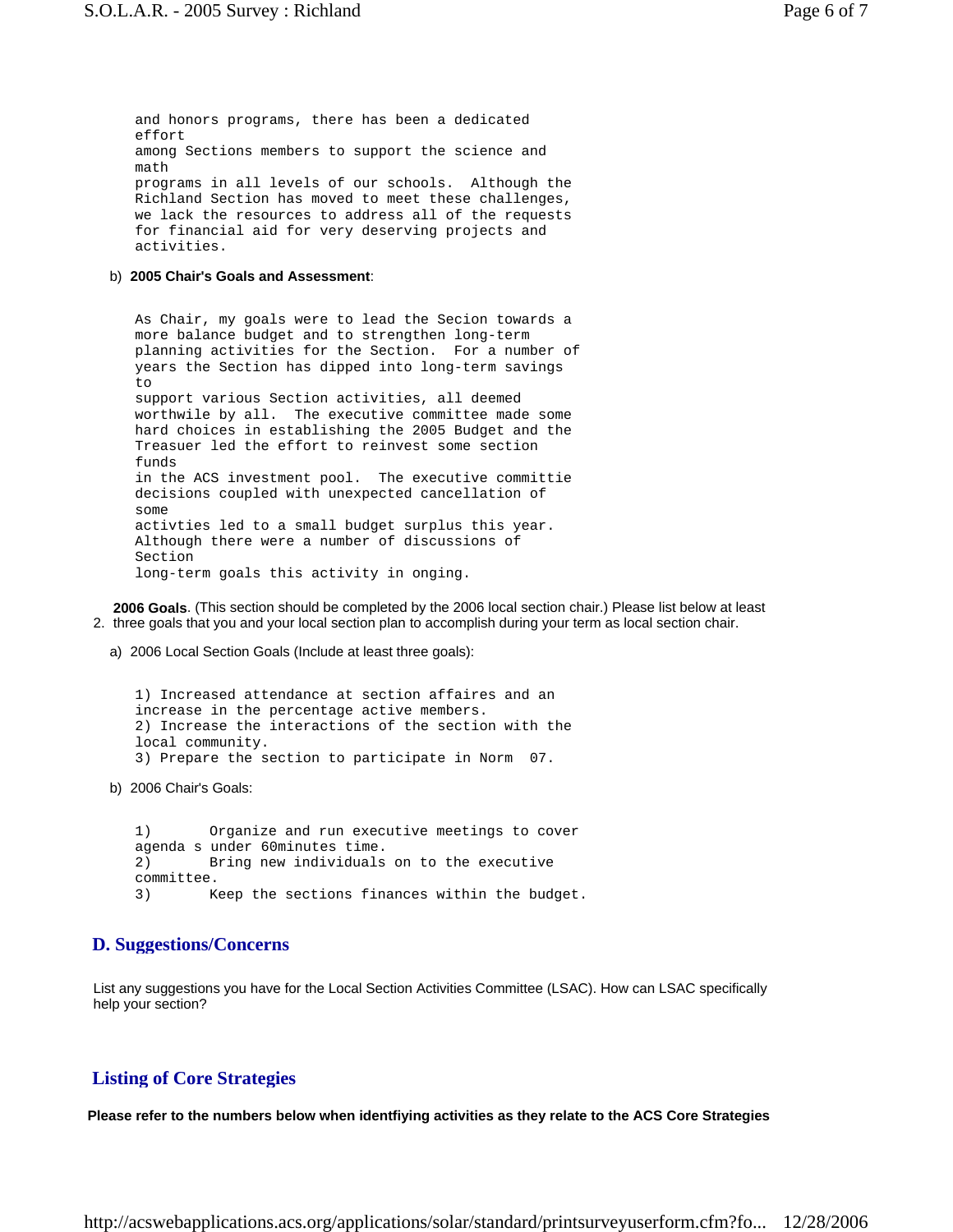and honors programs, there has been a dedicated effort among Sections members to support the science and math programs in all levels of our schools. Although the Richland Section has moved to meet these challenges, we lack the resources to address all of the requests for financial aid for very deserving projects and activities.

b) **2005 Chair's Goals and Assessment**:

As Chair, my goals were to lead the Secion towards a more balance budget and to strengthen long-term planning activities for the Section. For a number of years the Section has dipped into long-term savings to support various Section activities, all deemed worthwile by all. The executive committee made some hard choices in establishing the 2005 Budget and the Treasuer led the effort to reinvest some section funds in the ACS investment pool. The executive committie decisions coupled with unexpected cancellation of some activties led to a small budget surplus this year. Although there were a number of discussions of Section long-term goals this activity in ongoing.

2. **2006 Goals**. (This section should be completed by the 2006 local section chair.) Please list below at least three goals that you and your local section plan to accomplish during your term as local section chair.

a) 2006 Local Section Goals (Include at least three goals):

1) Increased attendance at section affaires and an increase in the percentage active members.
2) Increase the interactions of the section with the local community.
3) Prepare the section to participate in Norm 07.

b) 2006 Chair's Goals:

1) Organize and run executive meetings to cover agenda s under 60minutes time.
2) Bring new individuals on to the executive committee.
3) Keep the sections finances within the budget.

## D. Suggestions/Concerns

List any suggestions you have for the Local Section Activities Committee (LSAC). How can LSAC specifically help your section?

## Listing of Core Strategies

**Please refer to the numbers below when identfiying activities as they relate to the ACS Core Strategies**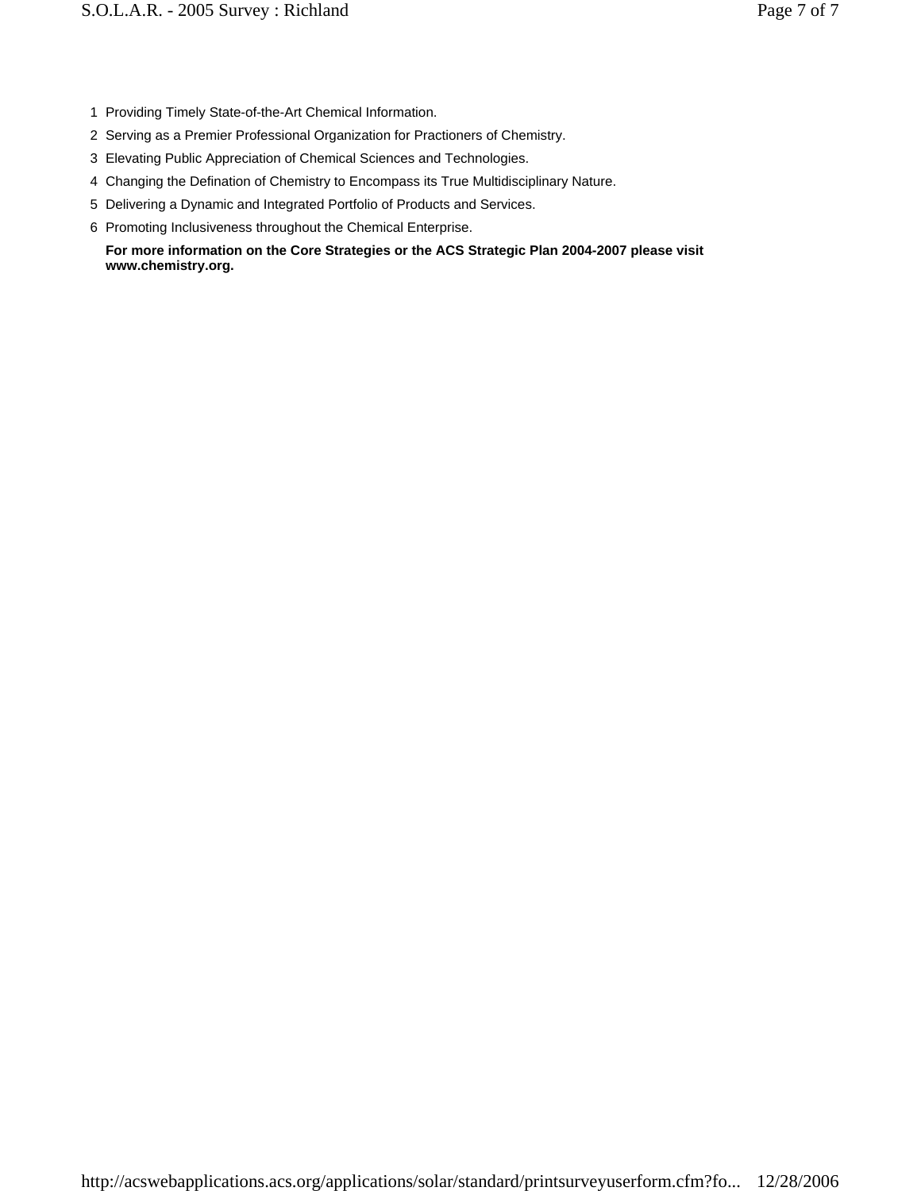1. Providing Timely State-of-the-Art Chemical Information.
2. Serving as a Premier Professional Organization for Practioners of Chemistry.
3. Elevating Public Appreciation of Chemical Sciences and Technologies.
4. Changing the Defination of Chemistry to Encompass its True Multidisciplinary Nature.
5. Delivering a Dynamic and Integrated Portfolio of Products and Services.
6. Promoting Inclusiveness throughout the Chemical Enterprise.

**For more information on the Core Strategies or the ACS Strategic Plan 2004-2007 please visit www.chemistry.org.**